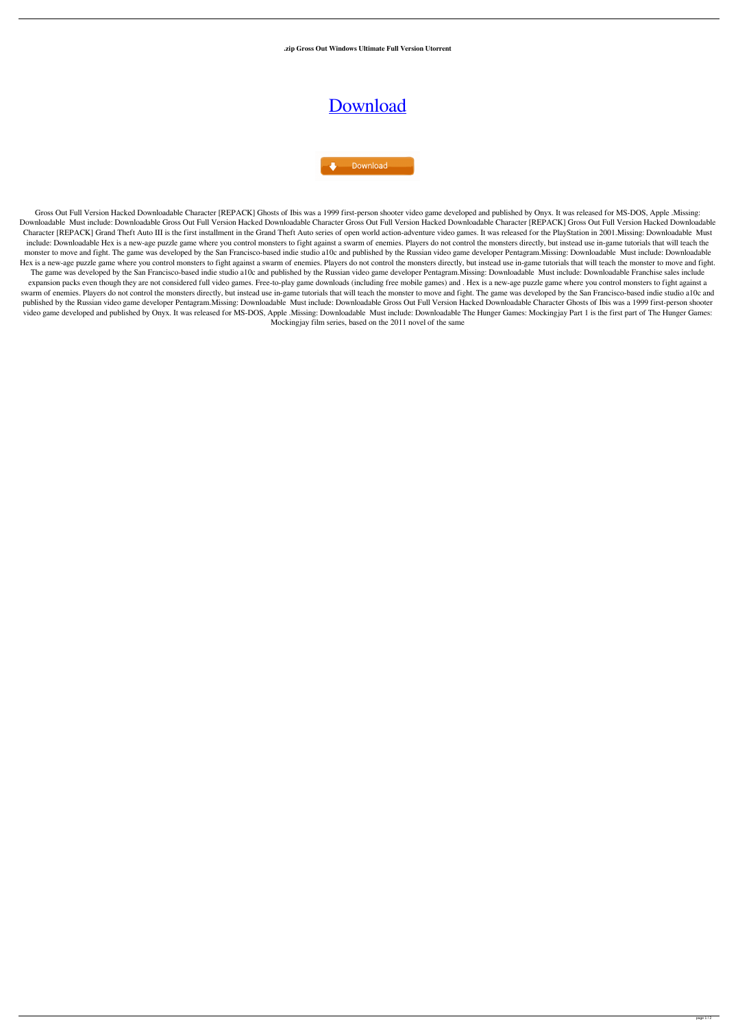**.zip Gross Out Windows Ultimate Full Version Utorrent**

# [Download](Download)

Download

Gross Out Full Version Hacked Downloadable Character [REPACK] Ghosts of Ibis was a 1999 first-person shooter video game developed and published by Onyx. It was released for MS-DOS, Apple .Missing: Downloadable Must include: Downloadable Gross Out Full Version Hacked Downloadable Character Gross Out Full Version Hacked Downloadable Character [REPACK] Gross Out Full Version Hacked Downloadable Character [REPACK] Grand Theft Auto III is the first installment in the Grand Theft Auto series of open world action-adventure video games. It was released for the PlayStation in 2001.Missing: Downloadable Must include: Downloadable Hex is a new-age puzzle game where you control monsters to fight against a swarm of enemies. Players do not control the monsters directly, but instead use in-game tutorials that will teach the monster to move and fight. The game was developed by the San Francisco-based indie studio a10c and published by the Russian video game developer Pentagram.Missing: Downloadable Must include: Downloadable Hex is a new-age puzzle game where you control monsters to fight against a swarm of enemies. Players do not control the monsters directly, but instead use in-game tutorials that will teach the monster to move and fight. The game was developed by the San Francisco-based indie studio a10c and published by the Russian video game developer Pentagram.Missing: Downloadable Must include: Downloadable Franchise sales include expansion packs even though they are not considered full video games. Free-to-play game downloads (including free mobile games) and . Hex is a new-age puzzle game where you control monsters to fight against a swarm of enemies. Players do not control the monsters directly, but instead use in-game tutorials that will teach the monster to move and fight. The game was developed by the San Francisco-based indie studio a10c and published by the Russian video game developer Pentagram.Missing: Downloadable Must include: Downloadable Gross Out Full Version Hacked Downloadable Character Ghosts of Ibis was a 1999 first-person shooter video game developed and published by Onyx. It was released for MS-DOS, Apple .Missing: Downloadable Must include: Downloadable The Hunger Games: Mockingjay Part 1 is the first part of The Hunger Games: Mockingjay film series, based on the 2011 novel of the same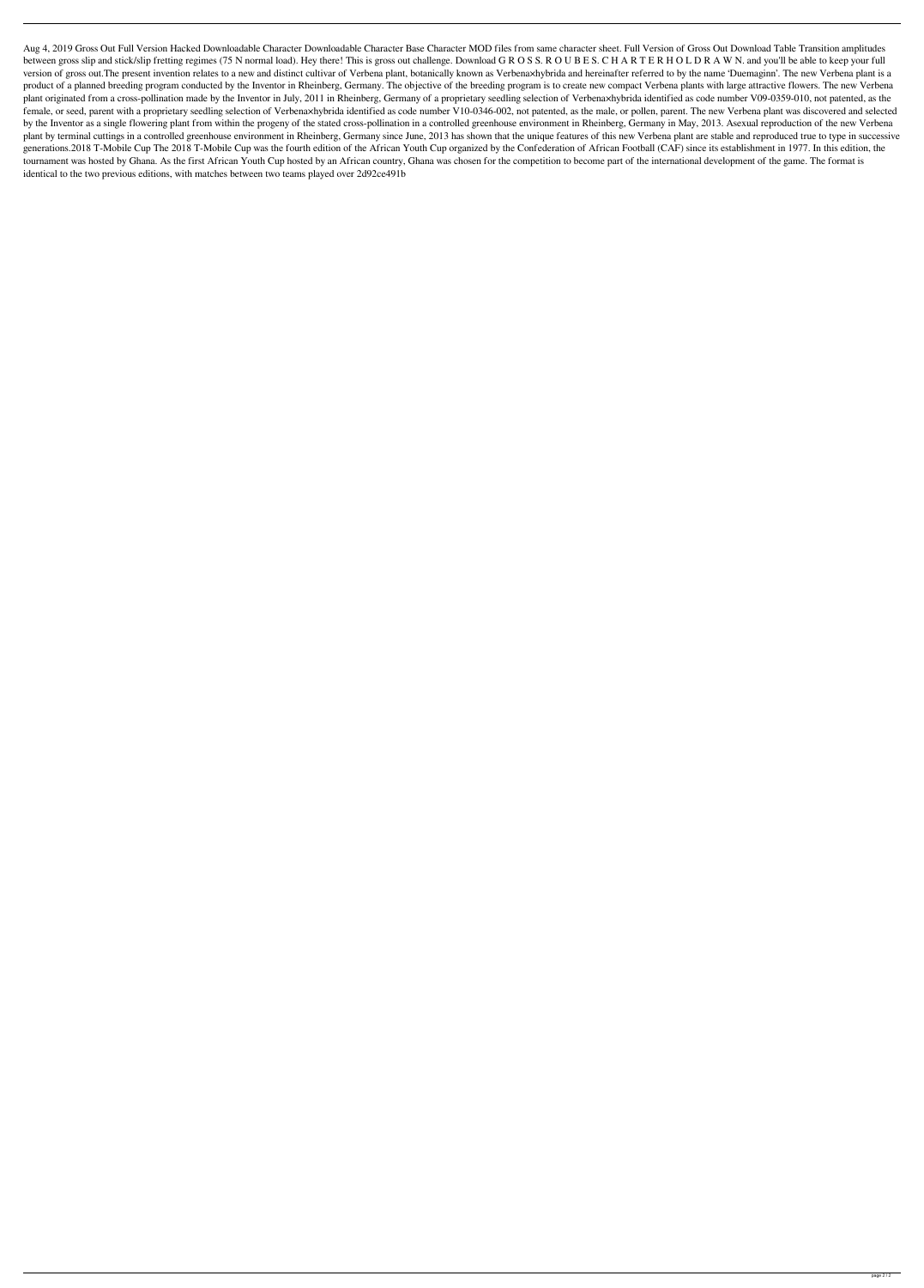Aug 4, 2019 Gross Out Full Version Hacked Downloadable Character Downloadable Character Base Character MOD files from same character sheet. Full Version of Gross Out Download Table Transition amplitudes between gross slip and stick/slip fretting regimes (75 N normal load). Hey there! This is gross out challenge. Download G R O S S. R O U B E S. C H A R T E R H O L D R A W N. and you'll be able to keep your full version of gross out.The present invention relates to a new and distinct cultivar of Verbena plant, botanically known as Verbena×hybrida and hereinafter referred to by the name 'Duemaginn'. The new Verbena plant is a product of a planned breeding program conducted by the Inventor in Rheinberg, Germany. The objective of the breeding program is to create new compact Verbena plants with large attractive flowers. The new Verbena plant originated from a cross-pollination made by the Inventor in July, 2011 in Rheinberg, Germany of a proprietary seedling selection of Verbena×hybrida identified as code number V09-0359-010, not patented, as the female, or seed, parent with a proprietary seedling selection of Verbena×hybrida identified as code number V10-0346-002, not patented, as the male, or pollen, parent. The new Verbena plant was discovered and selected by the Inventor as a single flowering plant from within the progeny of the stated cross-pollination in a controlled greenhouse environment in Rheinberg, Germany in May, 2013. Asexual reproduction of the new Verbena plant by terminal cuttings in a controlled greenhouse environment in Rheinberg, Germany since June, 2013 has shown that the unique features of this new Verbena plant are stable and reproduced true to type in successive generations.2018 T-Mobile Cup The 2018 T-Mobile Cup was the fourth edition of the African Youth Cup organized by the Confederation of African Football (CAF) since its establishment in 1977. In this edition, the tournament was hosted by Ghana. As the first African Youth Cup hosted by an African country, Ghana was chosen for the competition to become part of the international development of the game. The format is identical to the two previous editions, with matches between two teams played over 2d92ce491b